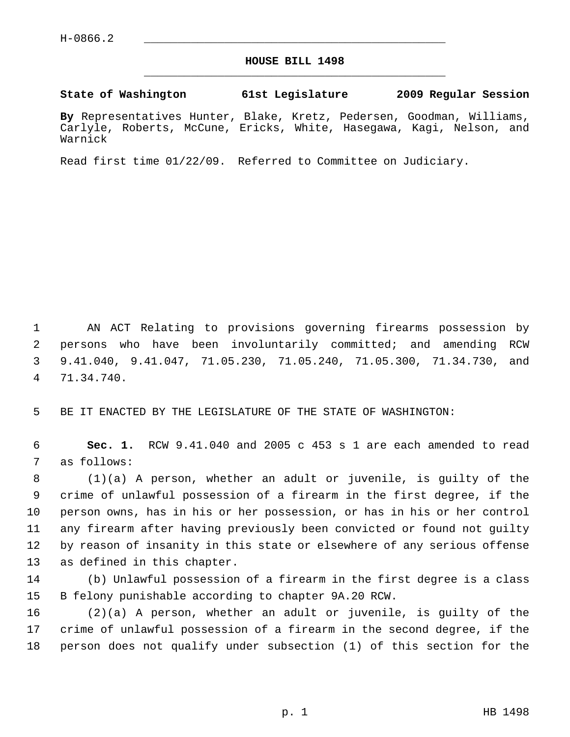H-0866.2

# HOUSE BILL 1498

**State of Washington 61st Legislature 2009 Regular Session**

**By** Representatives Hunter, Blake, Kretz, Pedersen, Goodman, Williams, Carlyle, Roberts, McCune, Ericks, White, Hasegawa, Kagi, Nelson, and Warnick

Read first time 01/22/09. Referred to Committee on Judiciary.

AN ACT Relating to provisions governing firearms possession by persons who have been involuntarily committed; and amending RCW 9.41.040, 9.41.047, 71.05.230, 71.05.240, 71.05.300, 71.34.730, and 71.34.740.

BE IT ENACTED BY THE LEGISLATURE OF THE STATE OF WASHINGTON:

**Sec. 1.** RCW 9.41.040 and 2005 c 453 s 1 are each amended to read as follows:

(1)(a) A person, whether an adult or juvenile, is guilty of the crime of unlawful possession of a firearm in the first degree, if the person owns, has in his or her possession, or has in his or her control any firearm after having previously been convicted or found not guilty by reason of insanity in this state or elsewhere of any serious offense as defined in this chapter.

(b) Unlawful possession of a firearm in the first degree is a class B felony punishable according to chapter 9A.20 RCW.

(2)(a) A person, whether an adult or juvenile, is guilty of the crime of unlawful possession of a firearm in the second degree, if the person does not qualify under subsection (1) of this section for the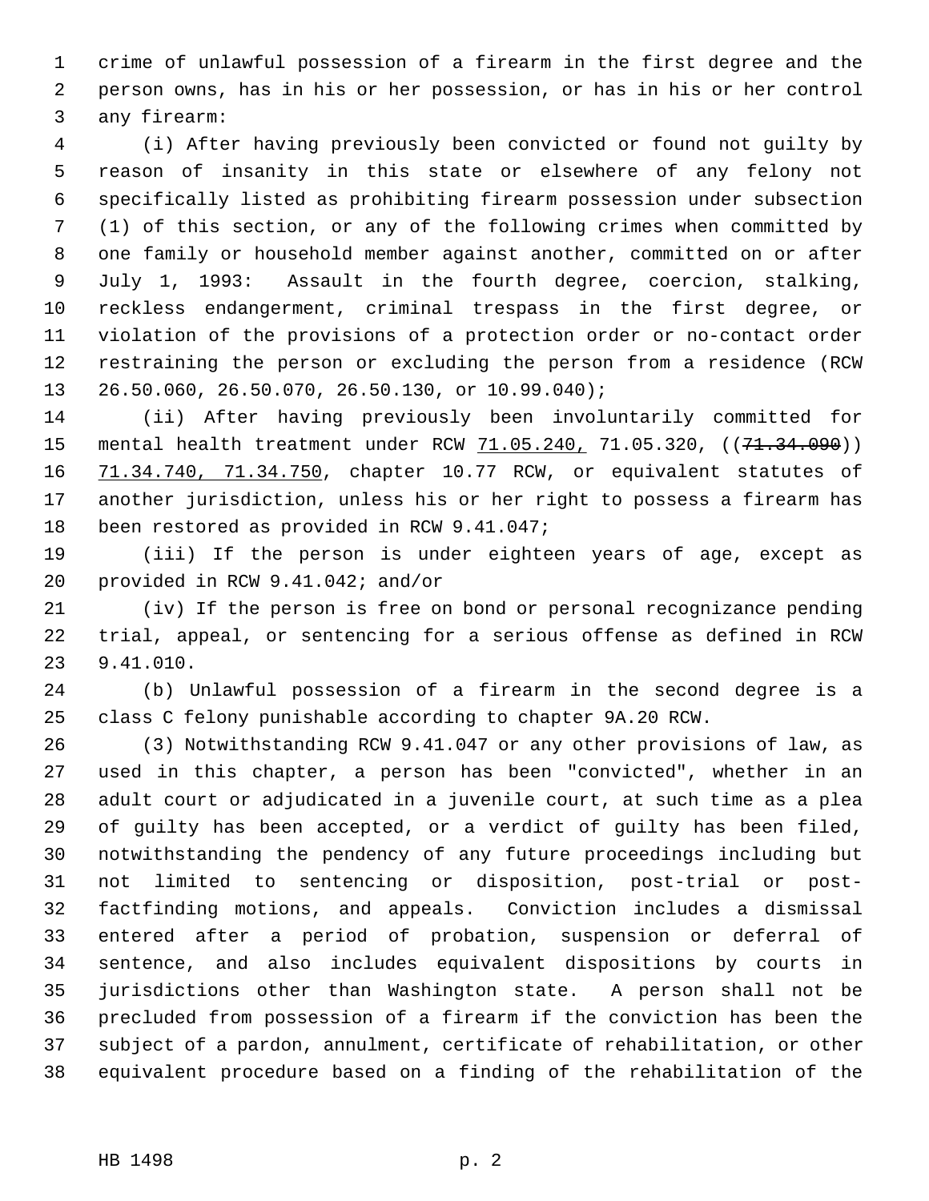crime of unlawful possession of a firearm in the first degree and the person owns, has in his or her possession, or has in his or her control any firearm:

(i) After having previously been convicted or found not guilty by reason of insanity in this state or elsewhere of any felony not specifically listed as prohibiting firearm possession under subsection (1) of this section, or any of the following crimes when committed by one family or household member against another, committed on or after July 1, 1993: Assault in the fourth degree, coercion, stalking, reckless endangerment, criminal trespass in the first degree, or violation of the provisions of a protection order or no-contact order restraining the person or excluding the person from a residence (RCW 26.50.060, 26.50.070, 26.50.130, or 10.99.040);

(ii) After having previously been involuntarily committed for mental health treatment under RCW 71.05.240, 71.05.320, ((~~71.34.090~~)) 71.34.740, 71.34.750, chapter 10.77 RCW, or equivalent statutes of another jurisdiction, unless his or her right to possess a firearm has been restored as provided in RCW 9.41.047;

(iii) If the person is under eighteen years of age, except as provided in RCW 9.41.042; and/or

(iv) If the person is free on bond or personal recognizance pending trial, appeal, or sentencing for a serious offense as defined in RCW 9.41.010.

(b) Unlawful possession of a firearm in the second degree is a class C felony punishable according to chapter 9A.20 RCW.

(3) Notwithstanding RCW 9.41.047 or any other provisions of law, as used in this chapter, a person has been "convicted", whether in an adult court or adjudicated in a juvenile court, at such time as a plea of guilty has been accepted, or a verdict of guilty has been filed, notwithstanding the pendency of any future proceedings including but not limited to sentencing or disposition, post-trial or post-factfinding motions, and appeals. Conviction includes a dismissal entered after a period of probation, suspension or deferral of sentence, and also includes equivalent dispositions by courts in jurisdictions other than Washington state. A person shall not be precluded from possession of a firearm if the conviction has been the subject of a pardon, annulment, certificate of rehabilitation, or other equivalent procedure based on a finding of the rehabilitation of the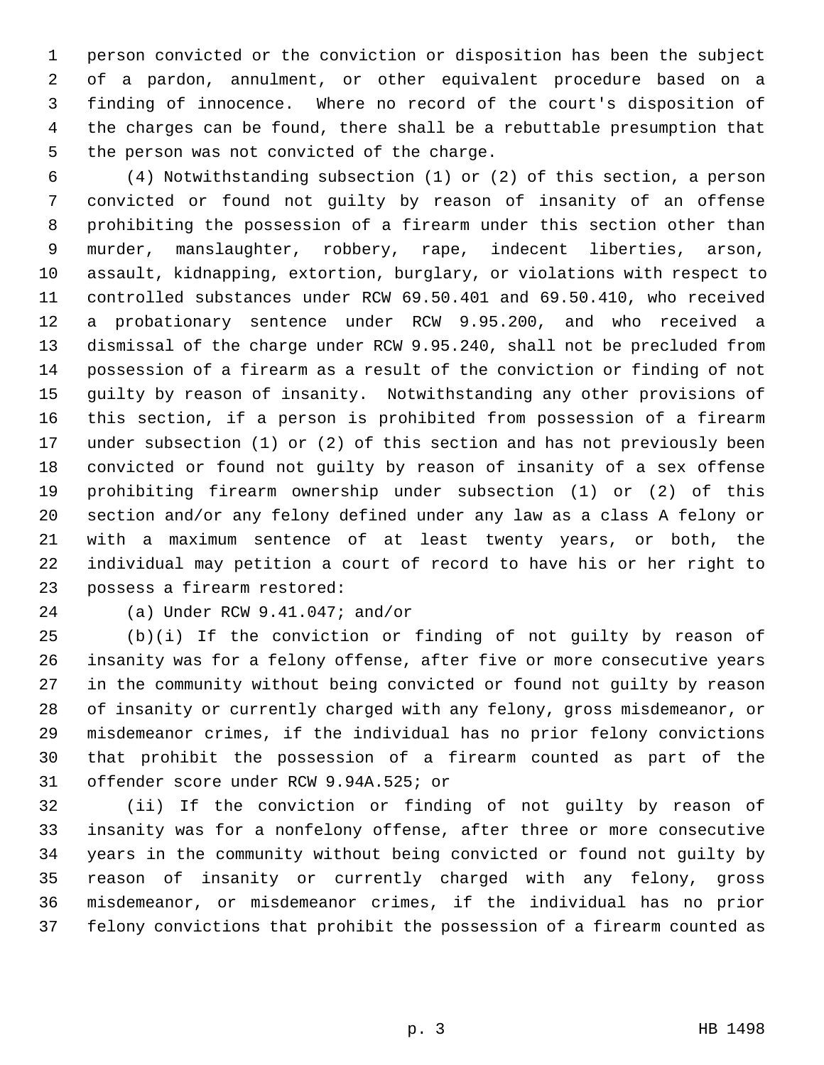person convicted or the conviction or disposition has been the subject of a pardon, annulment, or other equivalent procedure based on a finding of innocence. Where no record of the court's disposition of the charges can be found, there shall be a rebuttable presumption that the person was not convicted of the charge.

(4) Notwithstanding subsection (1) or (2) of this section, a person convicted or found not guilty by reason of insanity of an offense prohibiting the possession of a firearm under this section other than murder, manslaughter, robbery, rape, indecent liberties, arson, assault, kidnapping, extortion, burglary, or violations with respect to controlled substances under RCW 69.50.401 and 69.50.410, who received a probationary sentence under RCW 9.95.200, and who received a dismissal of the charge under RCW 9.95.240, shall not be precluded from possession of a firearm as a result of the conviction or finding of not guilty by reason of insanity. Notwithstanding any other provisions of this section, if a person is prohibited from possession of a firearm under subsection (1) or (2) of this section and has not previously been convicted or found not guilty by reason of insanity of a sex offense prohibiting firearm ownership under subsection (1) or (2) of this section and/or any felony defined under any law as a class A felony or with a maximum sentence of at least twenty years, or both, the individual may petition a court of record to have his or her right to possess a firearm restored:

(a) Under RCW 9.41.047; and/or

(b)(i) If the conviction or finding of not guilty by reason of insanity was for a felony offense, after five or more consecutive years in the community without being convicted or found not guilty by reason of insanity or currently charged with any felony, gross misdemeanor, or misdemeanor crimes, if the individual has no prior felony convictions that prohibit the possession of a firearm counted as part of the offender score under RCW 9.94A.525; or

(ii) If the conviction or finding of not guilty by reason of insanity was for a nonfelony offense, after three or more consecutive years in the community without being convicted or found not guilty by reason of insanity or currently charged with any felony, gross misdemeanor, or misdemeanor crimes, if the individual has no prior felony convictions that prohibit the possession of a firearm counted as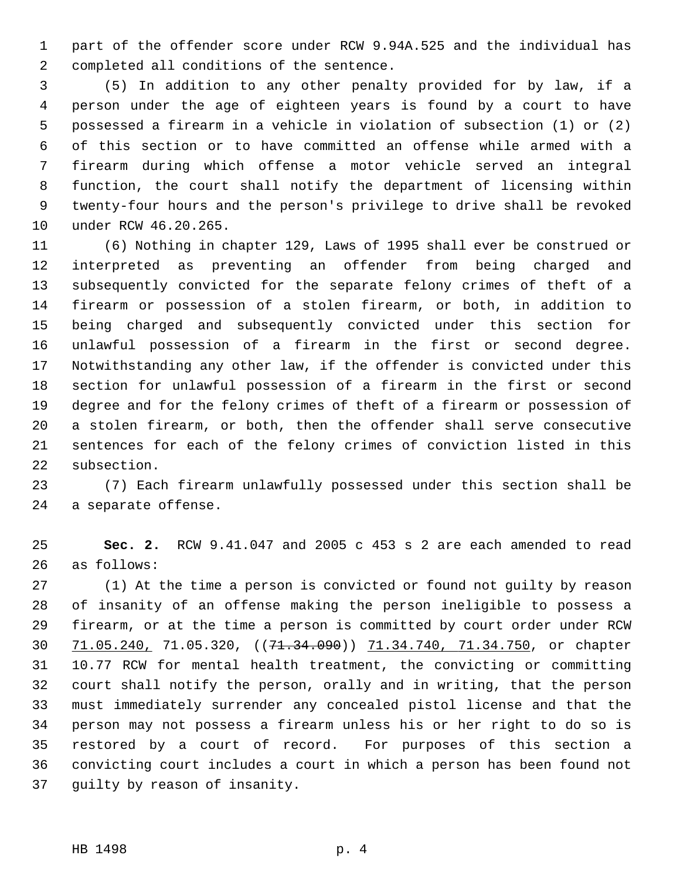part of the offender score under RCW 9.94A.525 and the individual has completed all conditions of the sentence.

(5) In addition to any other penalty provided for by law, if a person under the age of eighteen years is found by a court to have possessed a firearm in a vehicle in violation of subsection (1) or (2) of this section or to have committed an offense while armed with a firearm during which offense a motor vehicle served an integral function, the court shall notify the department of licensing within twenty-four hours and the person's privilege to drive shall be revoked under RCW 46.20.265.

(6) Nothing in chapter 129, Laws of 1995 shall ever be construed or interpreted as preventing an offender from being charged and subsequently convicted for the separate felony crimes of theft of a firearm or possession of a stolen firearm, or both, in addition to being charged and subsequently convicted under this section for unlawful possession of a firearm in the first or second degree. Notwithstanding any other law, if the offender is convicted under this section for unlawful possession of a firearm in the first or second degree and for the felony crimes of theft of a firearm or possession of a stolen firearm, or both, then the offender shall serve consecutive sentences for each of the felony crimes of conviction listed in this subsection.

(7) Each firearm unlawfully possessed under this section shall be a separate offense.

**Sec. 2.** RCW 9.41.047 and 2005 c 453 s 2 are each amended to read as follows:

(1) At the time a person is convicted or found not guilty by reason of insanity of an offense making the person ineligible to possess a firearm, or at the time a person is committed by court order under RCW <u>71.05.240,</u> 71.05.320, ((~~71.34.090~~)) <u>71.34.740, 71.34.750</u>, or chapter 10.77 RCW for mental health treatment, the convicting or committing court shall notify the person, orally and in writing, that the person must immediately surrender any concealed pistol license and that the person may not possess a firearm unless his or her right to do so is restored by a court of record. For purposes of this section a convicting court includes a court in which a person has been found not guilty by reason of insanity.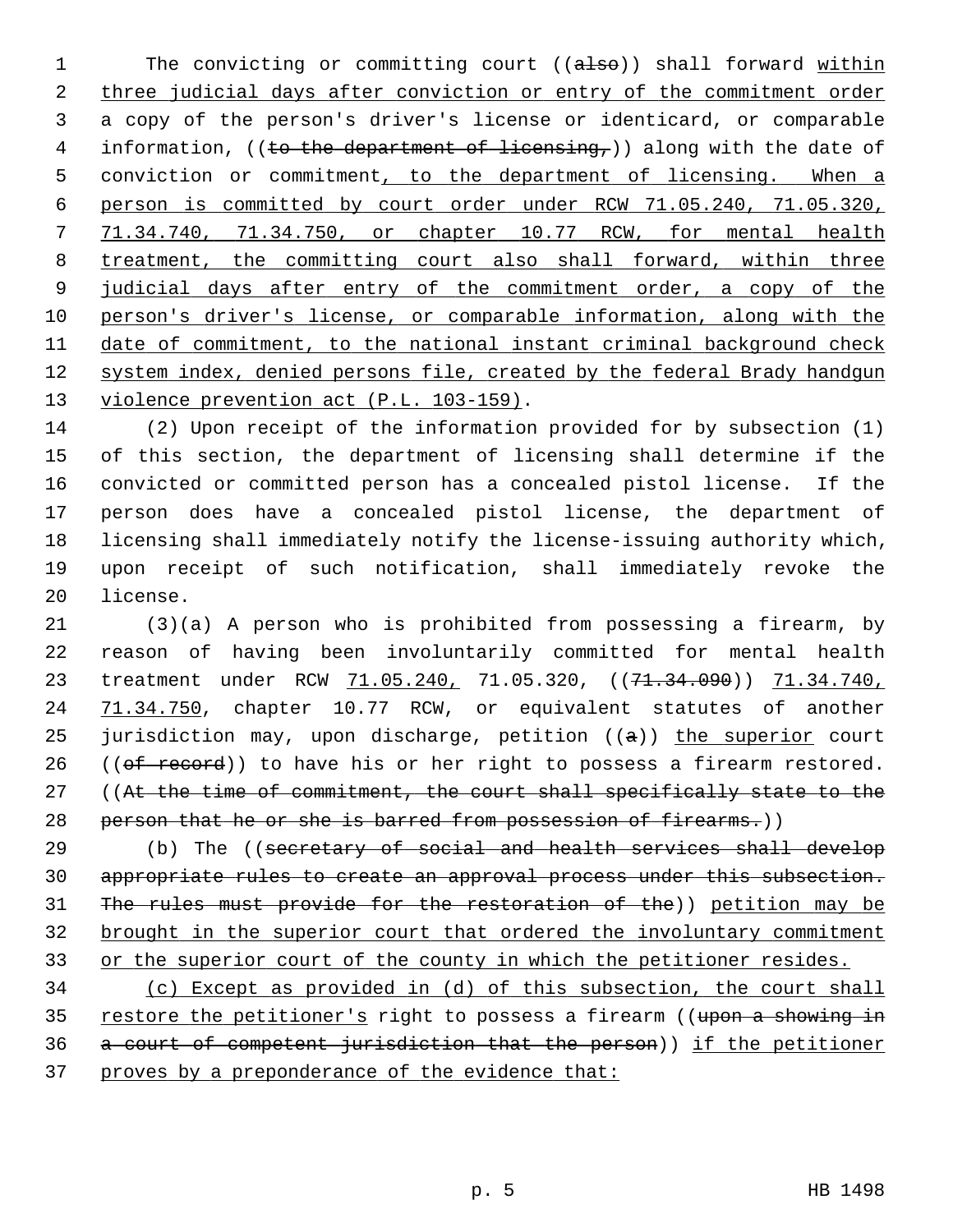The convicting or committing court ((~~also~~)) shall forward <u>within three judicial days after conviction or entry of the commitment order</u> a copy of the person's driver's license or identicard, or comparable information, ((~~to the department of licensing,~~)) along with the date of conviction or commitment<u>, to the department of licensing. When a person is committed by court order under RCW 71.05.240, 71.05.320, 71.34.740, 71.34.750, or chapter 10.77 RCW, for mental health treatment, the committing court also shall forward, within three judicial days after entry of the commitment order, a copy of the person's driver's license, or comparable information, along with the date of commitment, to the national instant criminal background check system index, denied persons file, created by the federal Brady handgun violence prevention act (P.L. 103-159)</u>.

(2) Upon receipt of the information provided for by subsection (1) of this section, the department of licensing shall determine if the convicted or committed person has a concealed pistol license. If the person does have a concealed pistol license, the department of licensing shall immediately notify the license-issuing authority which, upon receipt of such notification, shall immediately revoke the license.

(3)(a) A person who is prohibited from possessing a firearm, by reason of having been involuntarily committed for mental health treatment under RCW <u>71.05.240,</u> 71.05.320, ((~~71.34.090~~)) <u>71.34.740, 71.34.750</u>, chapter 10.77 RCW, or equivalent statutes of another jurisdiction may, upon discharge, petition ((~~a~~)) <u>the superior</u> court ((~~of record~~)) to have his or her right to possess a firearm restored. ((~~At the time of commitment, the court shall specifically state to the person that he or she is barred from possession of firearms.~~))

(b) The ((~~secretary of social and health services shall develop appropriate rules to create an approval process under this subsection. The rules must provide for the restoration of the~~)) <u>petition may be brought in the superior court that ordered the involuntary commitment or the superior court of the county in which the petitioner resides.</u>

<u>(c) Except as provided in (d) of this subsection, the court shall restore the petitioner's</u> right to possess a firearm ((~~upon a showing in a court of competent jurisdiction that the person~~)) <u>if the petitioner proves by a preponderance of the evidence that:</u>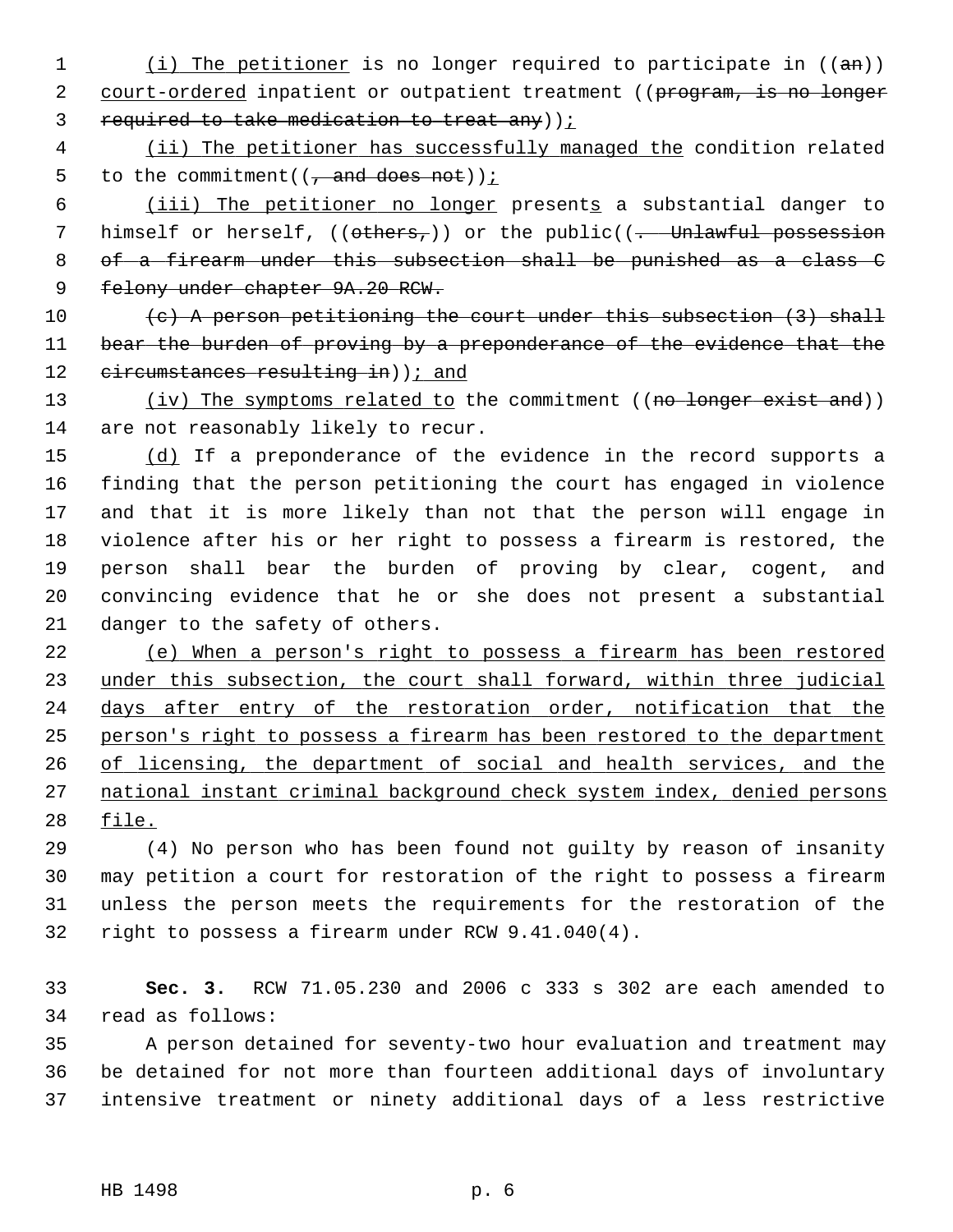(i) The petitioner is no longer required to participate in ((an)) court-ordered inpatient or outpatient treatment ((program, is no longer required to take medication to treat any));

(ii) The petitioner has successfully managed the condition related to the commitment((, and does not));

(iii) The petitioner no longer presents a substantial danger to himself or herself, ((others,)) or the public((. Unlawful possession of a firearm under this subsection shall be punished as a class C felony under chapter 9A.20 RCW.

(c) A person petitioning the court under this subsection (3) shall bear the burden of proving by a preponderance of the evidence that the circumstances resulting in)); and

(iv) The symptoms related to the commitment ((no longer exist and)) are not reasonably likely to recur.

(d) If a preponderance of the evidence in the record supports a finding that the person petitioning the court has engaged in violence and that it is more likely than not that the person will engage in violence after his or her right to possess a firearm is restored, the person shall bear the burden of proving by clear, cogent, and convincing evidence that he or she does not present a substantial danger to the safety of others.

(e) When a person's right to possess a firearm has been restored under this subsection, the court shall forward, within three judicial days after entry of the restoration order, notification that the person's right to possess a firearm has been restored to the department of licensing, the department of social and health services, and the national instant criminal background check system index, denied persons file.

(4) No person who has been found not guilty by reason of insanity may petition a court for restoration of the right to possess a firearm unless the person meets the requirements for the restoration of the right to possess a firearm under RCW 9.41.040(4).

**Sec. 3.** RCW 71.05.230 and 2006 c 333 s 302 are each amended to read as follows:

A person detained for seventy-two hour evaluation and treatment may be detained for not more than fourteen additional days of involuntary intensive treatment or ninety additional days of a less restrictive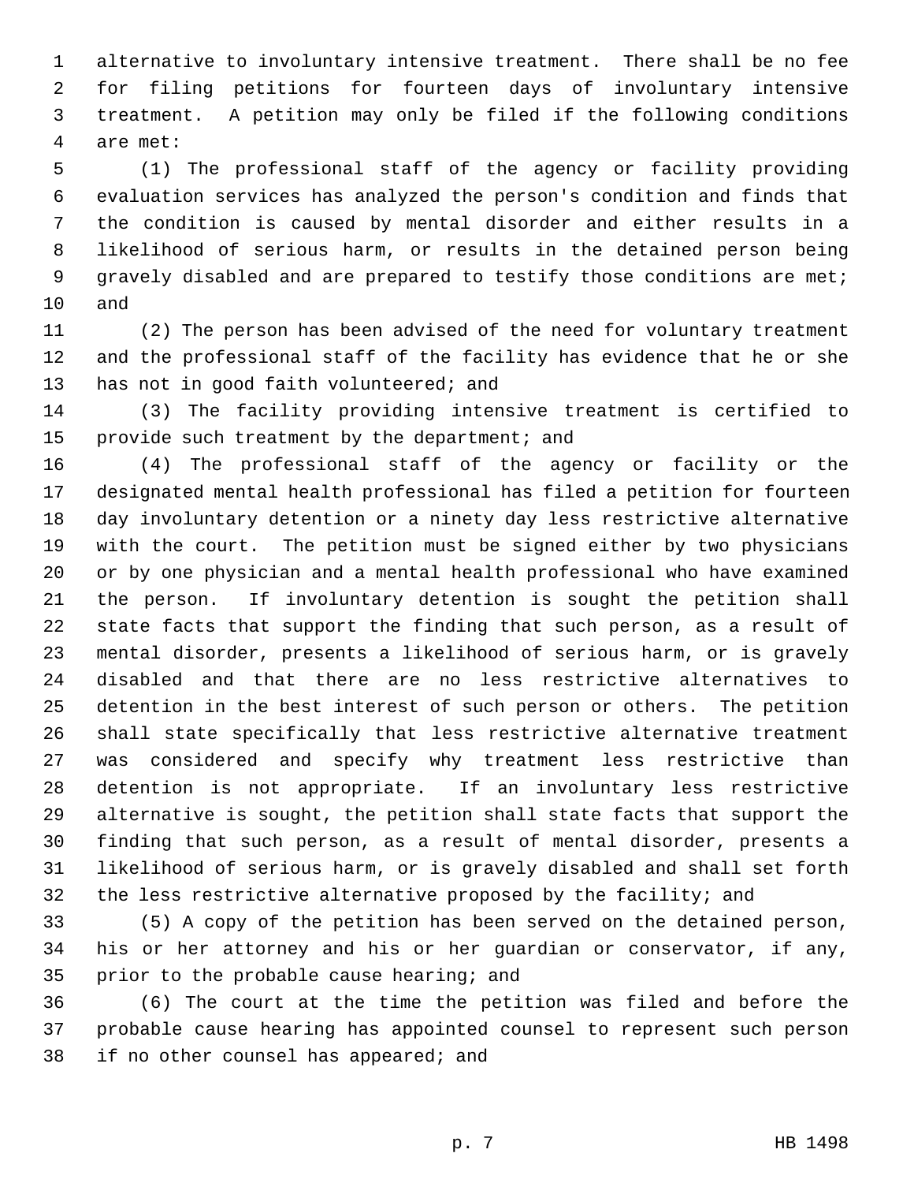alternative to involuntary intensive treatment. There shall be no fee for filing petitions for fourteen days of involuntary intensive treatment. A petition may only be filed if the following conditions are met:

(1) The professional staff of the agency or facility providing evaluation services has analyzed the person's condition and finds that the condition is caused by mental disorder and either results in a likelihood of serious harm, or results in the detained person being gravely disabled and are prepared to testify those conditions are met; and

(2) The person has been advised of the need for voluntary treatment and the professional staff of the facility has evidence that he or she has not in good faith volunteered; and

(3) The facility providing intensive treatment is certified to provide such treatment by the department; and

(4) The professional staff of the agency or facility or the designated mental health professional has filed a petition for fourteen day involuntary detention or a ninety day less restrictive alternative with the court. The petition must be signed either by two physicians or by one physician and a mental health professional who have examined the person. If involuntary detention is sought the petition shall state facts that support the finding that such person, as a result of mental disorder, presents a likelihood of serious harm, or is gravely disabled and that there are no less restrictive alternatives to detention in the best interest of such person or others. The petition shall state specifically that less restrictive alternative treatment was considered and specify why treatment less restrictive than detention is not appropriate. If an involuntary less restrictive alternative is sought, the petition shall state facts that support the finding that such person, as a result of mental disorder, presents a likelihood of serious harm, or is gravely disabled and shall set forth the less restrictive alternative proposed by the facility; and

(5) A copy of the petition has been served on the detained person, his or her attorney and his or her guardian or conservator, if any, prior to the probable cause hearing; and

(6) The court at the time the petition was filed and before the probable cause hearing has appointed counsel to represent such person if no other counsel has appeared; and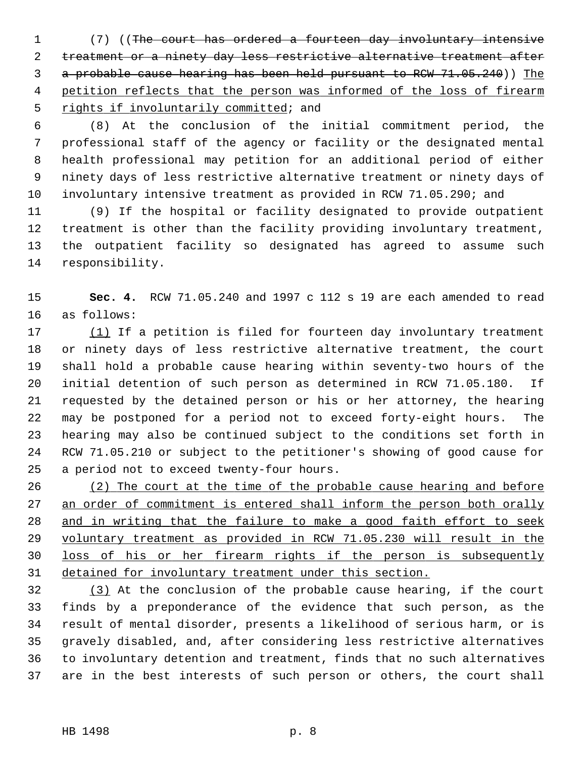(7) ((~~The court has ordered a fourteen day involuntary intensive treatment or a ninety day less restrictive alternative treatment after a probable cause hearing has been held pursuant to RCW 71.05.240~~)) <u>The petition reflects that the person was informed of the loss of firearm rights if involuntarily committed</u>; and

(8) At the conclusion of the initial commitment period, the professional staff of the agency or facility or the designated mental health professional may petition for an additional period of either ninety days of less restrictive alternative treatment or ninety days of involuntary intensive treatment as provided in RCW 71.05.290; and

(9) If the hospital or facility designated to provide outpatient treatment is other than the facility providing involuntary treatment, the outpatient facility so designated has agreed to assume such responsibility.

**Sec. 4.** RCW 71.05.240 and 1997 c 112 s 19 are each amended to read as follows:

<u>(1)</u> If a petition is filed for fourteen day involuntary treatment or ninety days of less restrictive alternative treatment, the court shall hold a probable cause hearing within seventy-two hours of the initial detention of such person as determined in RCW 71.05.180. If requested by the detained person or his or her attorney, the hearing may be postponed for a period not to exceed forty-eight hours. The hearing may also be continued subject to the conditions set forth in RCW 71.05.210 or subject to the petitioner's showing of good cause for a period not to exceed twenty-four hours.

<u>(2) The court at the time of the probable cause hearing and before an order of commitment is entered shall inform the person both orally and in writing that the failure to make a good faith effort to seek voluntary treatment as provided in RCW 71.05.230 will result in the loss of his or her firearm rights if the person is subsequently detained for involuntary treatment under this section.</u>

<u>(3)</u> At the conclusion of the probable cause hearing, if the court finds by a preponderance of the evidence that such person, as the result of mental disorder, presents a likelihood of serious harm, or is gravely disabled, and, after considering less restrictive alternatives to involuntary detention and treatment, finds that no such alternatives are in the best interests of such person or others, the court shall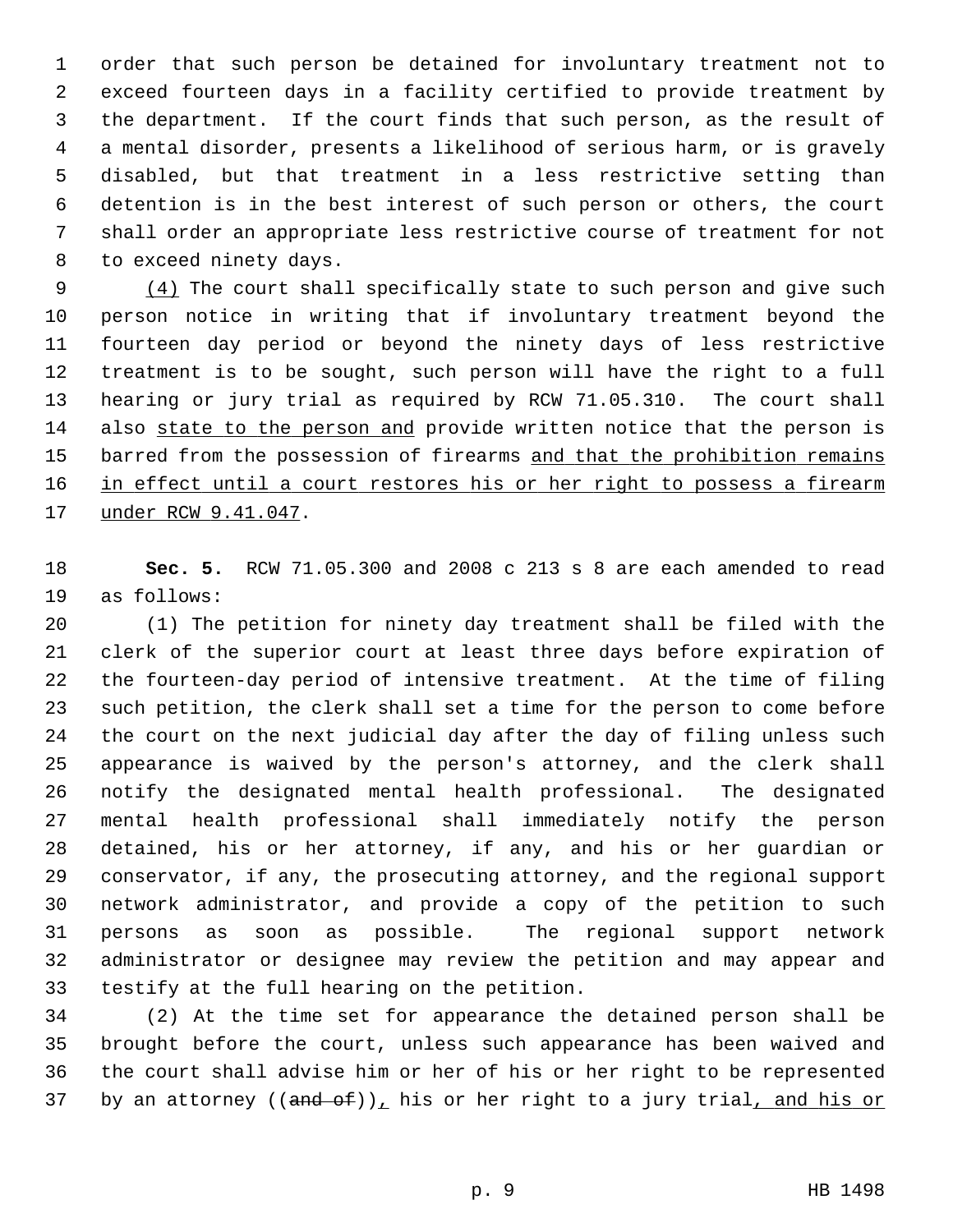order that such person be detained for involuntary treatment not to exceed fourteen days in a facility certified to provide treatment by the department. If the court finds that such person, as the result of a mental disorder, presents a likelihood of serious harm, or is gravely disabled, but that treatment in a less restrictive setting than detention is in the best interest of such person or others, the court shall order an appropriate less restrictive course of treatment for not to exceed ninety days.

(4) The court shall specifically state to such person and give such person notice in writing that if involuntary treatment beyond the fourteen day period or beyond the ninety days of less restrictive treatment is to be sought, such person will have the right to a full hearing or jury trial as required by RCW 71.05.310. The court shall also state to the person and provide written notice that the person is barred from the possession of firearms and that the prohibition remains in effect until a court restores his or her right to possess a firearm under RCW 9.41.047.

**Sec. 5.** RCW 71.05.300 and 2008 c 213 s 8 are each amended to read as follows:

(1) The petition for ninety day treatment shall be filed with the clerk of the superior court at least three days before expiration of the fourteen-day period of intensive treatment. At the time of filing such petition, the clerk shall set a time for the person to come before the court on the next judicial day after the day of filing unless such appearance is waived by the person's attorney, and the clerk shall notify the designated mental health professional. The designated mental health professional shall immediately notify the person detained, his or her attorney, if any, and his or her guardian or conservator, if any, the prosecuting attorney, and the regional support network administrator, and provide a copy of the petition to such persons as soon as possible. The regional support network administrator or designee may review the petition and may appear and testify at the full hearing on the petition.

(2) At the time set for appearance the detained person shall be brought before the court, unless such appearance has been waived and the court shall advise him or her of his or her right to be represented by an attorney ((~~and of~~)), his or her right to a jury trial, and his or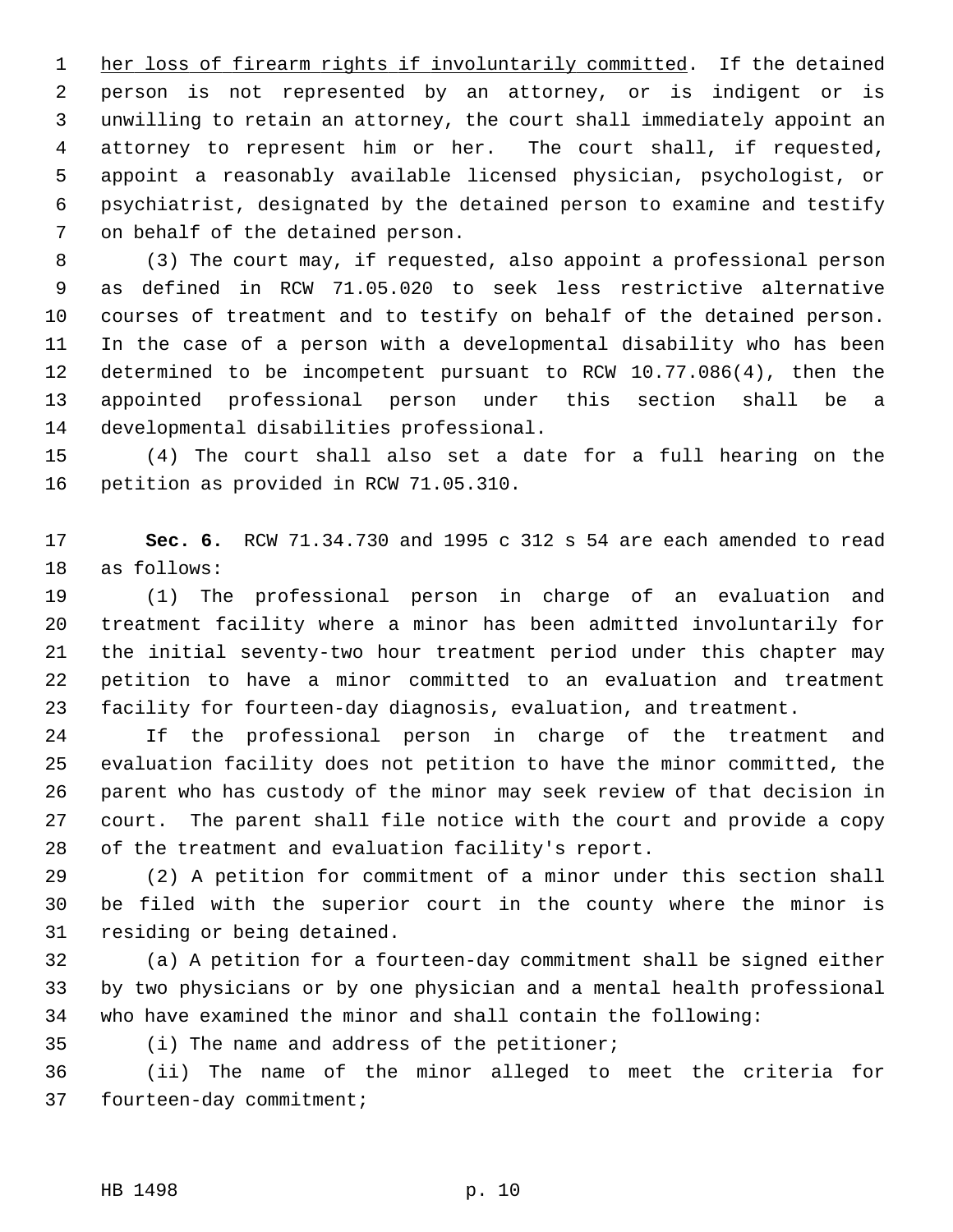her loss of firearm rights if involuntarily committed. If the detained person is not represented by an attorney, or is indigent or is unwilling to retain an attorney, the court shall immediately appoint an attorney to represent him or her. The court shall, if requested, appoint a reasonably available licensed physician, psychologist, or psychiatrist, designated by the detained person to examine and testify on behalf of the detained person.

(3) The court may, if requested, also appoint a professional person as defined in RCW 71.05.020 to seek less restrictive alternative courses of treatment and to testify on behalf of the detained person. In the case of a person with a developmental disability who has been determined to be incompetent pursuant to RCW 10.77.086(4), then the appointed professional person under this section shall be a developmental disabilities professional.

(4) The court shall also set a date for a full hearing on the petition as provided in RCW 71.05.310.

**Sec. 6.** RCW 71.34.730 and 1995 c 312 s 54 are each amended to read as follows:

(1) The professional person in charge of an evaluation and treatment facility where a minor has been admitted involuntarily for the initial seventy-two hour treatment period under this chapter may petition to have a minor committed to an evaluation and treatment facility for fourteen-day diagnosis, evaluation, and treatment.

If the professional person in charge of the treatment and evaluation facility does not petition to have the minor committed, the parent who has custody of the minor may seek review of that decision in court. The parent shall file notice with the court and provide a copy of the treatment and evaluation facility's report.

(2) A petition for commitment of a minor under this section shall be filed with the superior court in the county where the minor is residing or being detained.

(a) A petition for a fourteen-day commitment shall be signed either by two physicians or by one physician and a mental health professional who have examined the minor and shall contain the following:

(i) The name and address of the petitioner;

(ii) The name of the minor alleged to meet the criteria for fourteen-day commitment;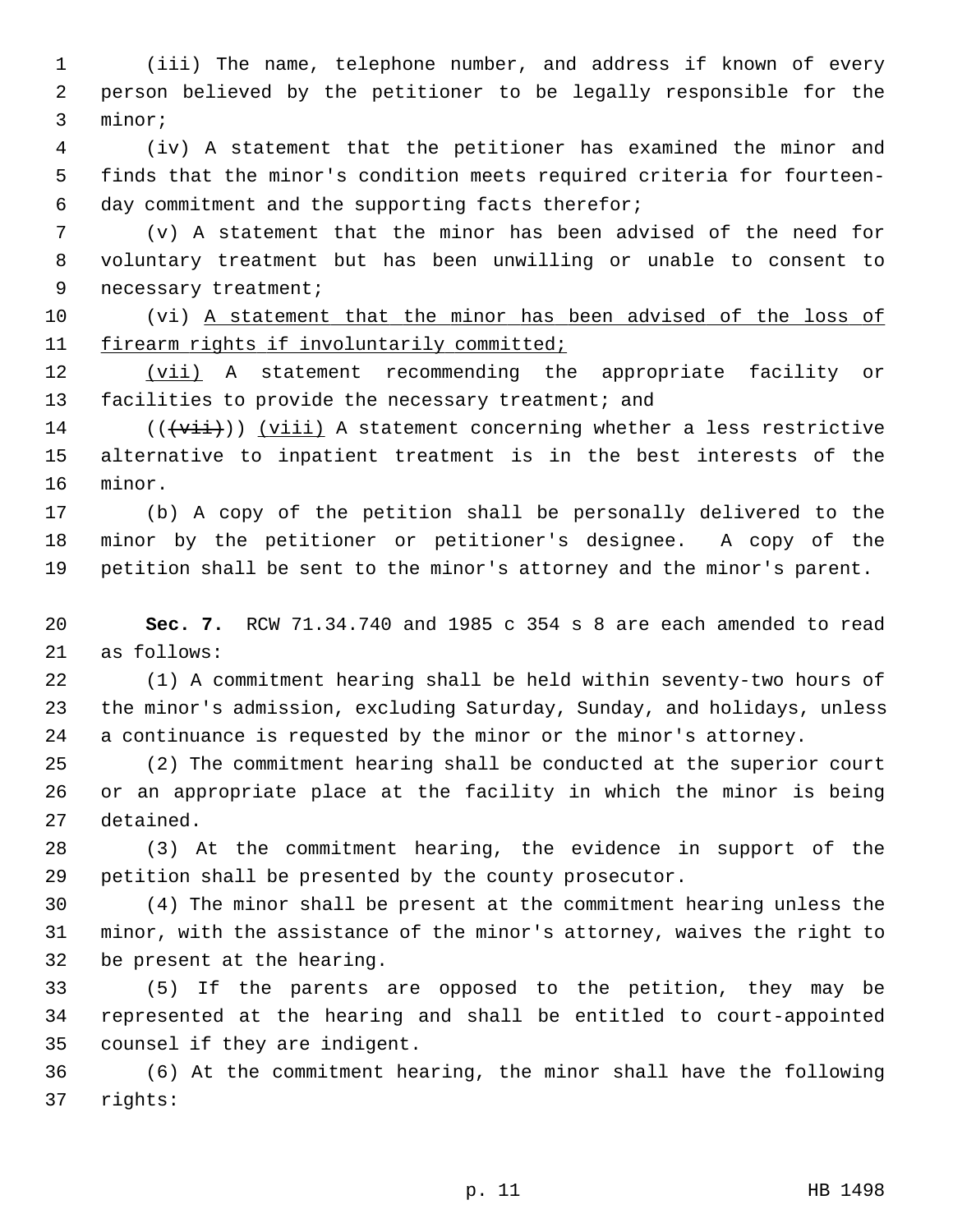(iii) The name, telephone number, and address if known of every person believed by the petitioner to be legally responsible for the minor;

(iv) A statement that the petitioner has examined the minor and finds that the minor's condition meets required criteria for fourteen-day commitment and the supporting facts therefor;

(v) A statement that the minor has been advised of the need for voluntary treatment but has been unwilling or unable to consent to necessary treatment;

(vi) <u>A statement that the minor has been advised of the loss of firearm rights if involuntarily committed;</u>

<u>(vii)</u> A statement recommending the appropriate facility or facilities to provide the necessary treatment; and

((~~(vii)~~)) <u>(viii)</u> A statement concerning whether a less restrictive alternative to inpatient treatment is in the best interests of the minor.

(b) A copy of the petition shall be personally delivered to the minor by the petitioner or petitioner's designee. A copy of the petition shall be sent to the minor's attorney and the minor's parent.

**Sec. 7.** RCW 71.34.740 and 1985 c 354 s 8 are each amended to read as follows:

(1) A commitment hearing shall be held within seventy-two hours of the minor's admission, excluding Saturday, Sunday, and holidays, unless a continuance is requested by the minor or the minor's attorney.

(2) The commitment hearing shall be conducted at the superior court or an appropriate place at the facility in which the minor is being detained.

(3) At the commitment hearing, the evidence in support of the petition shall be presented by the county prosecutor.

(4) The minor shall be present at the commitment hearing unless the minor, with the assistance of the minor's attorney, waives the right to be present at the hearing.

(5) If the parents are opposed to the petition, they may be represented at the hearing and shall be entitled to court-appointed counsel if they are indigent.

(6) At the commitment hearing, the minor shall have the following rights: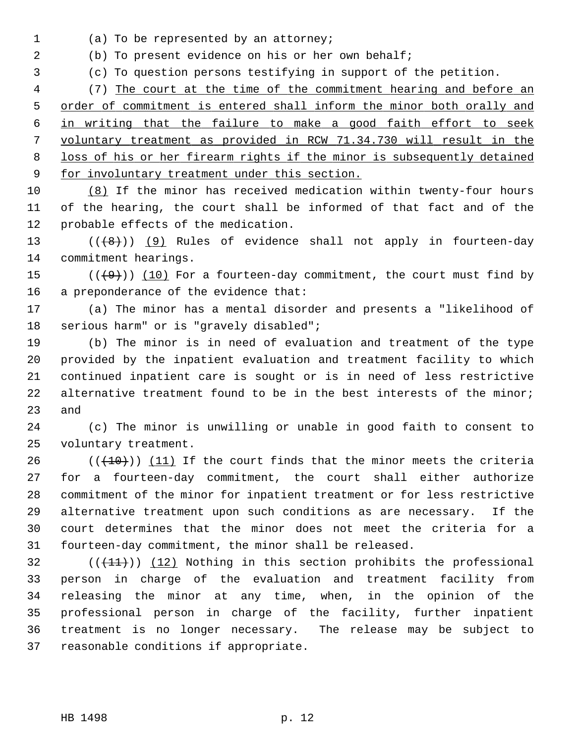(a) To be represented by an attorney;

(b) To present evidence on his or her own behalf;

(c) To question persons testifying in support of the petition.

(7) <u>The court at the time of the commitment hearing and before an order of commitment is entered shall inform the minor both orally and in writing that the failure to make a good faith effort to seek voluntary treatment as provided in RCW 71.34.730 will result in the loss of his or her firearm rights if the minor is subsequently detained for involuntary treatment under this section.</u>

<u>(8)</u> If the minor has received medication within twenty-four hours of the hearing, the court shall be informed of that fact and of the probable effects of the medication.

((~~(8)~~)) <u>(9)</u> Rules of evidence shall not apply in fourteen-day commitment hearings.

((~~(9)~~)) <u>(10)</u> For a fourteen-day commitment, the court must find by a preponderance of the evidence that:

(a) The minor has a mental disorder and presents a "likelihood of serious harm" or is "gravely disabled";

(b) The minor is in need of evaluation and treatment of the type provided by the inpatient evaluation and treatment facility to which continued inpatient care is sought or is in need of less restrictive alternative treatment found to be in the best interests of the minor; and

(c) The minor is unwilling or unable in good faith to consent to voluntary treatment.

((~~(10)~~)) <u>(11)</u> If the court finds that the minor meets the criteria for a fourteen-day commitment, the court shall either authorize commitment of the minor for inpatient treatment or for less restrictive alternative treatment upon such conditions as are necessary. If the court determines that the minor does not meet the criteria for a fourteen-day commitment, the minor shall be released.

((~~(11)~~)) <u>(12)</u> Nothing in this section prohibits the professional person in charge of the evaluation and treatment facility from releasing the minor at any time, when, in the opinion of the professional person in charge of the facility, further inpatient treatment is no longer necessary. The release may be subject to reasonable conditions if appropriate.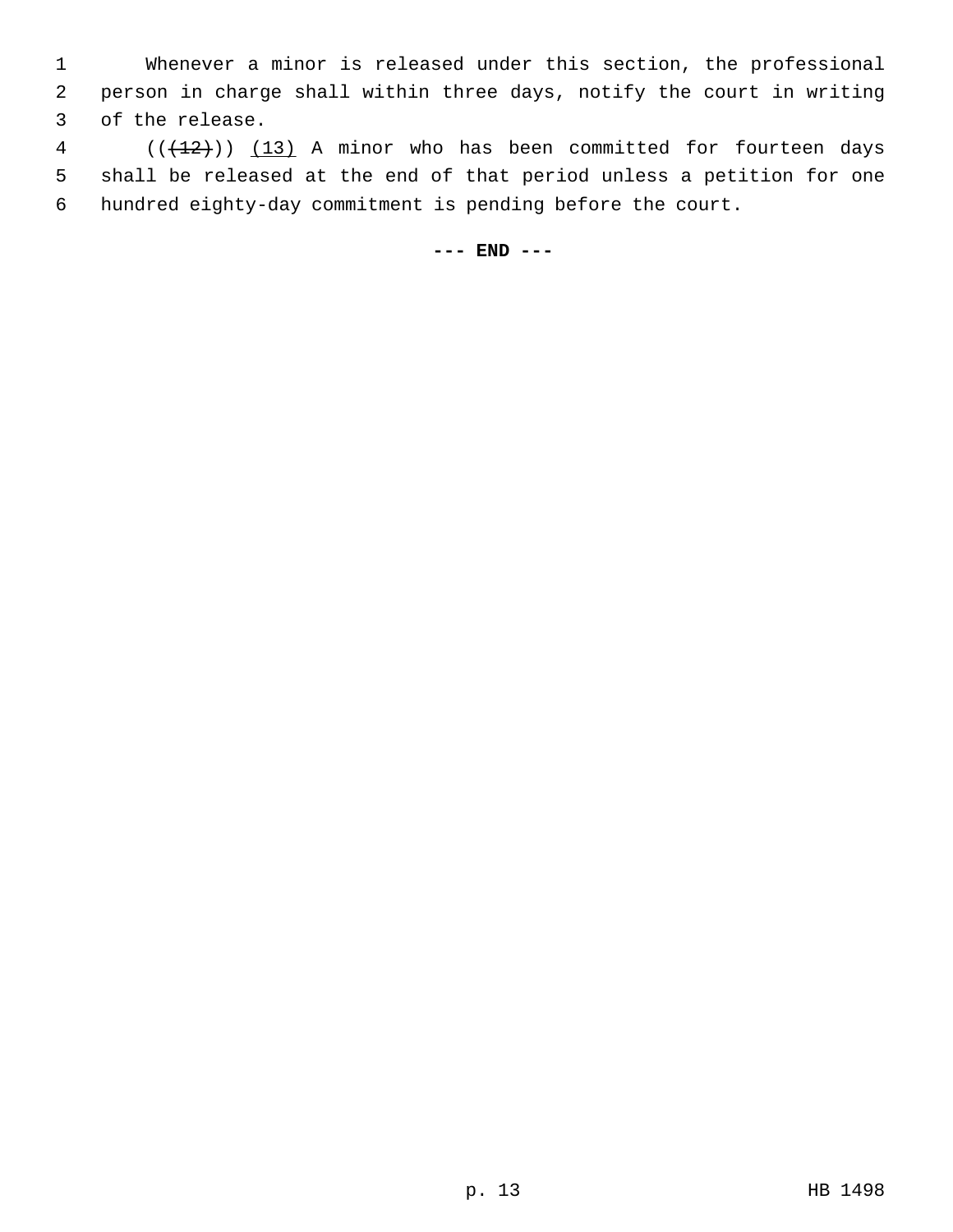Whenever a minor is released under this section, the professional person in charge shall within three days, notify the court in writing of the release.

(( ~~(12)~~ )) <u>(13)</u> A minor who has been committed for fourteen days shall be released at the end of that period unless a petition for one hundred eighty-day commitment is pending before the court.

**--- END ---**